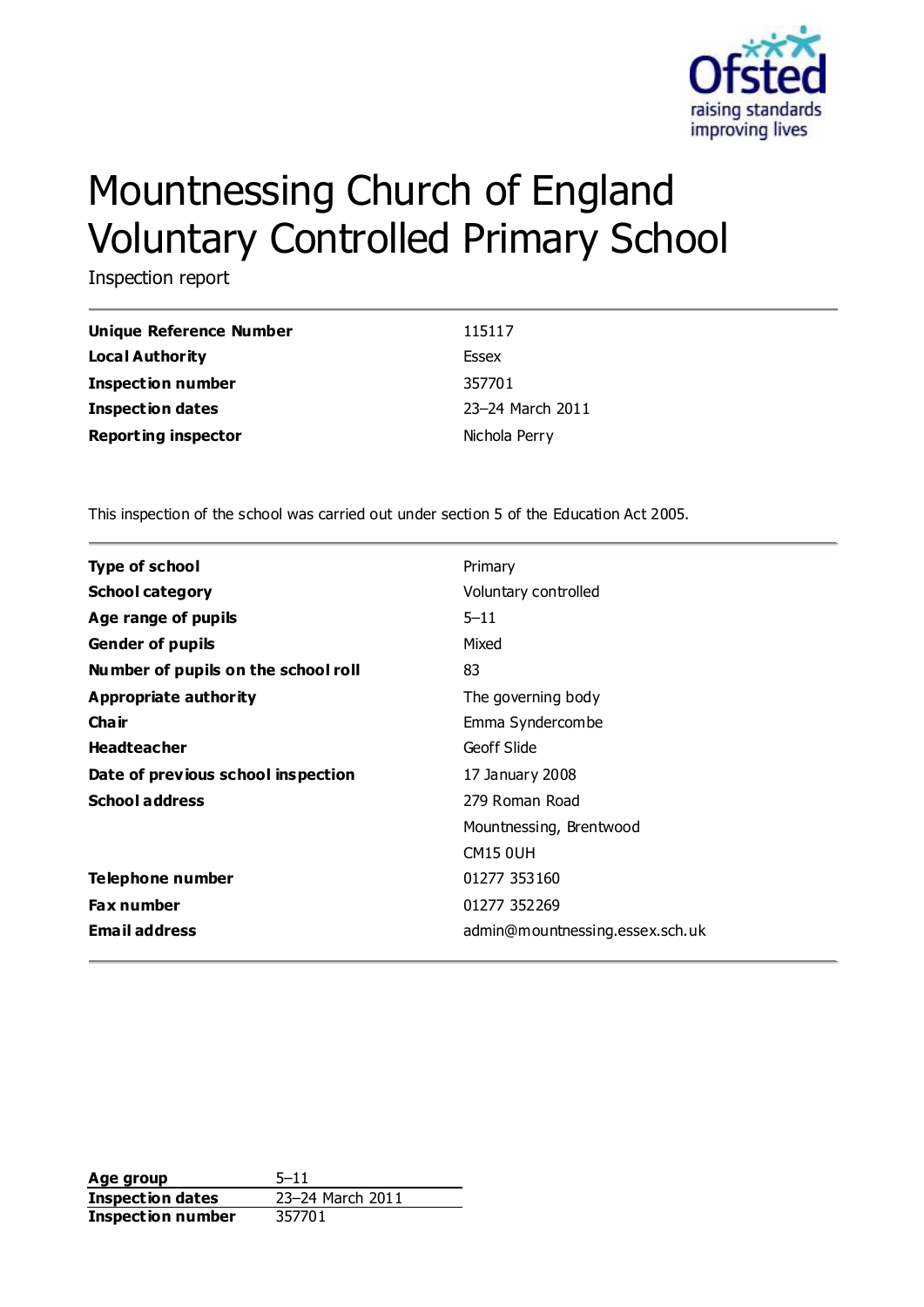Ofsted
raising standards
improving lives

# Mountnessing Church of England Voluntary Controlled Primary School

Inspection report

| | |
|---|---|
| **Unique Reference Number** | 115117 |
| **Local Authority** | Essex |
| **Inspection number** | 357701 |
| **Inspection dates** | 23–24 March 2011 |
| **Reporting inspector** | Nichola Perry |

This inspection of the school was carried out under section 5 of the Education Act 2005.

| | |
|---|---|
| **Type of school** | Primary |
| **School category** | Voluntary controlled |
| **Age range of pupils** | 5–11 |
| **Gender of pupils** | Mixed |
| **Number of pupils on the school roll** | 83 |
| **Appropriate authority** | The governing body |
| **Chair** | Emma Syndercombe |
| **Headteacher** | Geoff Slide |
| **Date of previous school inspection** | 17 January 2008 |
| **School address** | 279 Roman Road<br>Mountnessing, Brentwood<br>CM15 0UH |
| **Telephone number** | 01277 353160 |
| **Fax number** | 01277 352269 |
| **Email address** | admin@mountnessing.essex.sch.uk |

| | |
|---|---|
| **Age group** | 5–11 |
| **Inspection dates** | 23–24 March 2011 |
| **Inspection number** | 357701 |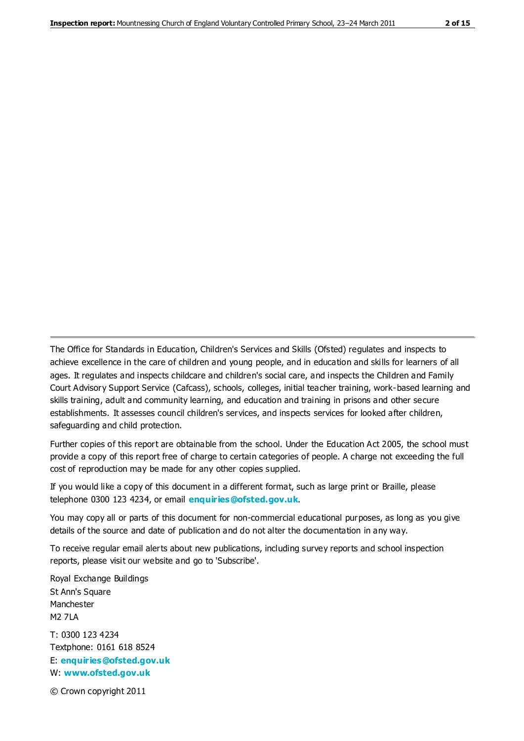---

The Office for Standards in Education, Children's Services and Skills (Ofsted) regulates and inspects to achieve excellence in the care of children and young people, and in education and skills for learners of all ages. It regulates and inspects childcare and children's social care, and inspects the Children and Family Court Advisory Support Service (Cafcass), schools, colleges, initial teacher training, work-based learning and skills training, adult and community learning, and education and training in prisons and other secure establishments. It assesses council children's services, and inspects services for looked after children, safeguarding and child protection.

Further copies of this report are obtainable from the school. Under the Education Act 2005, the school must provide a copy of this report free of charge to certain categories of people. A charge not exceeding the full cost of reproduction may be made for any other copies supplied.

If you would like a copy of this document in a different format, such as large print or Braille, please telephone 0300 123 4234, or email **enquiries@ofsted.gov.uk**.

You may copy all or parts of this document for non-commercial educational purposes, as long as you give details of the source and date of publication and do not alter the documentation in any way.

To receive regular email alerts about new publications, including survey reports and school inspection reports, please visit our website and go to 'Subscribe'.

Royal Exchange Buildings
St Ann's Square
Manchester
M2 7LA

T: 0300 123 4234
Textphone: 0161 618 8524
E: **enquiries@ofsted.gov.uk**
W: **www.ofsted.gov.uk**

© Crown copyright 2011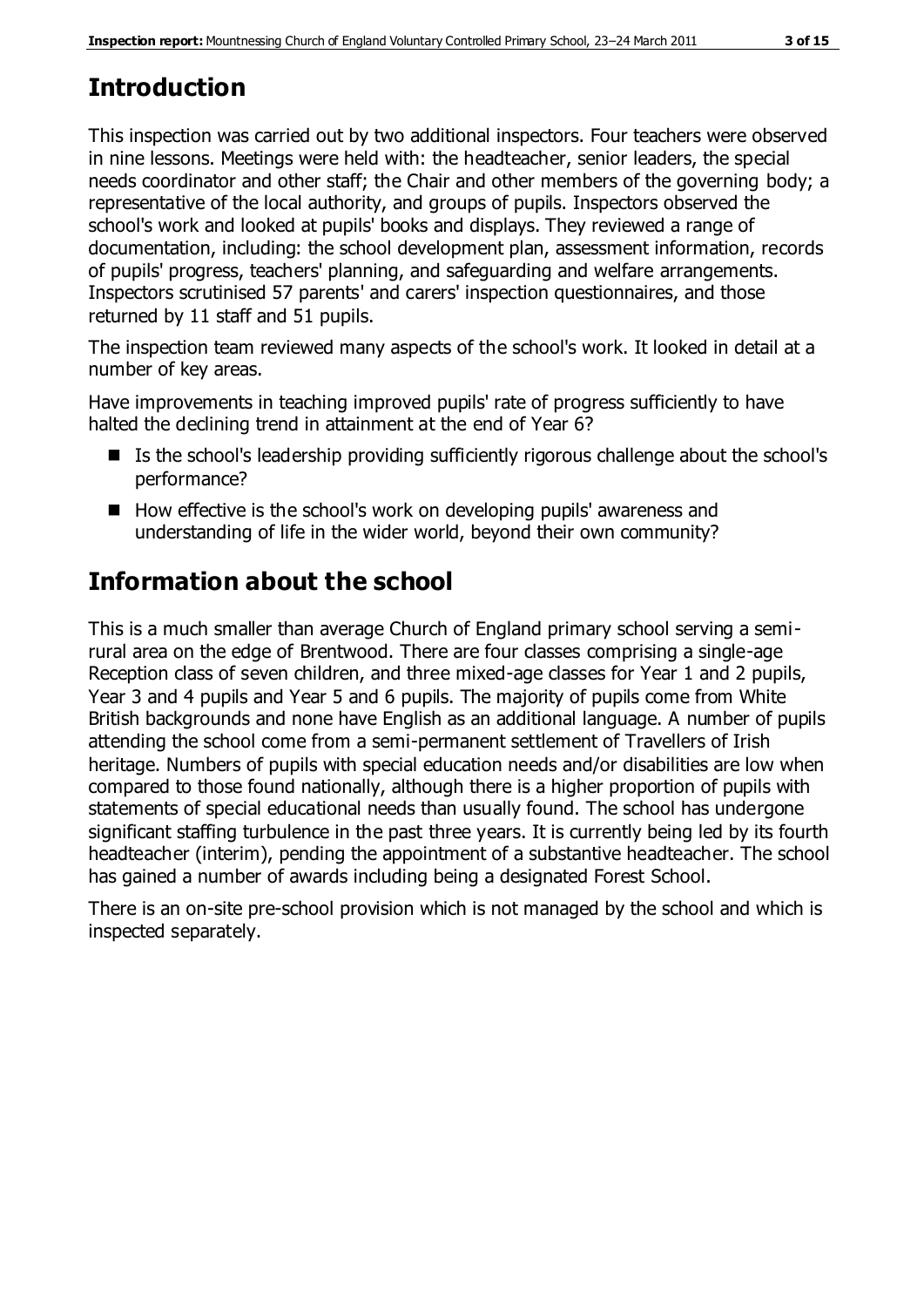## Introduction

This inspection was carried out by two additional inspectors. Four teachers were observed in nine lessons. Meetings were held with: the headteacher, senior leaders, the special needs coordinator and other staff; the Chair and other members of the governing body; a representative of the local authority, and groups of pupils. Inspectors observed the school's work and looked at pupils' books and displays. They reviewed a range of documentation, including: the school development plan, assessment information, records of pupils' progress, teachers' planning, and safeguarding and welfare arrangements. Inspectors scrutinised 57 parents' and carers' inspection questionnaires, and those returned by 11 staff and 51 pupils.

The inspection team reviewed many aspects of the school's work. It looked in detail at a number of key areas.

Have improvements in teaching improved pupils' rate of progress sufficiently to have halted the declining trend in attainment at the end of Year 6?

- Is the school's leadership providing sufficiently rigorous challenge about the school's performance?
- How effective is the school's work on developing pupils' awareness and understanding of life in the wider world, beyond their own community?

## Information about the school

This is a much smaller than average Church of England primary school serving a semi-rural area on the edge of Brentwood. There are four classes comprising a single-age Reception class of seven children, and three mixed-age classes for Year 1 and 2 pupils, Year 3 and 4 pupils and Year 5 and 6 pupils. The majority of pupils come from White British backgrounds and none have English as an additional language. A number of pupils attending the school come from a semi-permanent settlement of Travellers of Irish heritage. Numbers of pupils with special education needs and/or disabilities are low when compared to those found nationally, although there is a higher proportion of pupils with statements of special educational needs than usually found. The school has undergone significant staffing turbulence in the past three years. It is currently being led by its fourth headteacher (interim), pending the appointment of a substantive headteacher. The school has gained a number of awards including being a designated Forest School.

There is an on-site pre-school provision which is not managed by the school and which is inspected separately.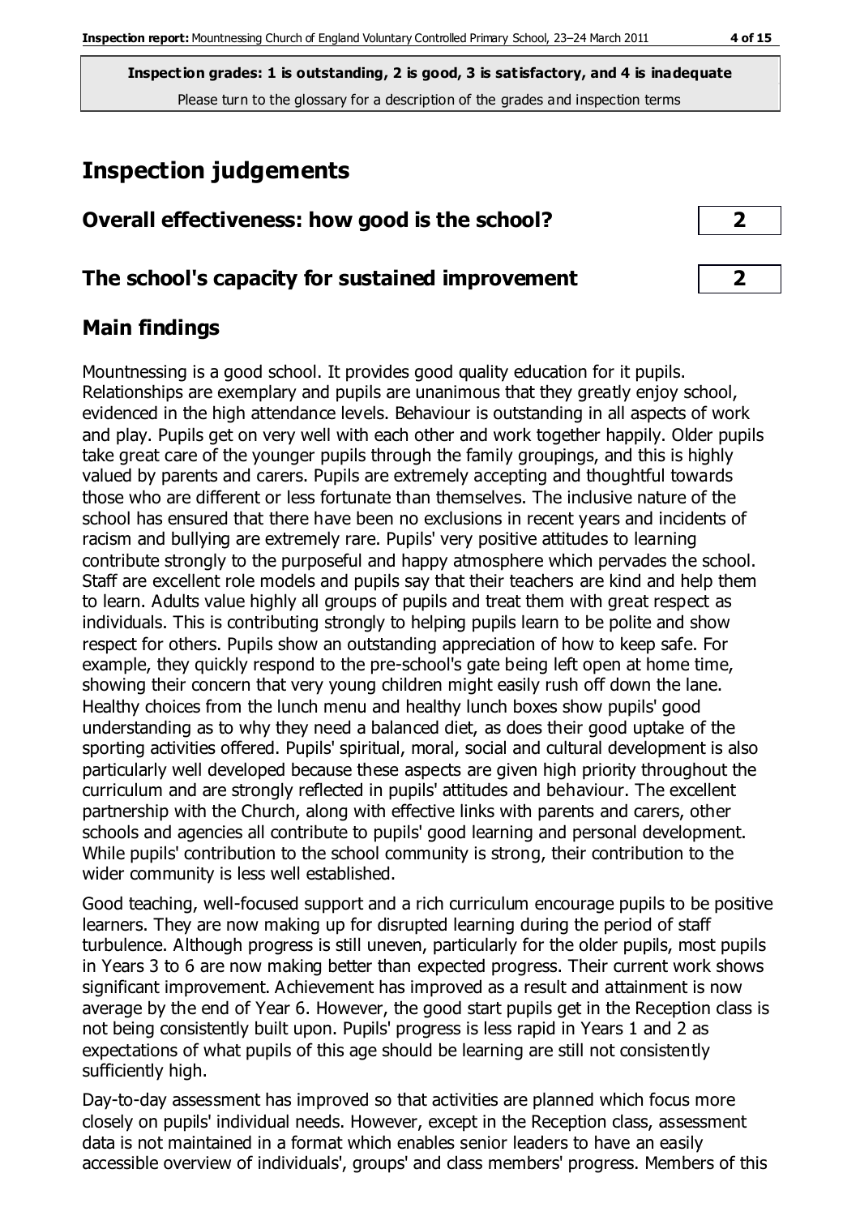**Inspection grades: 1 is outstanding, 2 is good, 3 is satisfactory, and 4 is inadequate**
Please turn to the glossary for a description of the grades and inspection terms

# Inspection judgements

| Overall effectiveness: how good is the school? | 2 |
|---|---|
| **The school's capacity for sustained improvement** | **2** |

## Main findings

Mountnessing is a good school. It provides good quality education for it pupils. Relationships are exemplary and pupils are unanimous that they greatly enjoy school, evidenced in the high attendance levels. Behaviour is outstanding in all aspects of work and play. Pupils get on very well with each other and work together happily. Older pupils take great care of the younger pupils through the family groupings, and this is highly valued by parents and carers. Pupils are extremely accepting and thoughtful towards those who are different or less fortunate than themselves. The inclusive nature of the school has ensured that there have been no exclusions in recent years and incidents of racism and bullying are extremely rare. Pupils' very positive attitudes to learning contribute strongly to the purposeful and happy atmosphere which pervades the school. Staff are excellent role models and pupils say that their teachers are kind and help them to learn. Adults value highly all groups of pupils and treat them with great respect as individuals. This is contributing strongly to helping pupils learn to be polite and show respect for others. Pupils show an outstanding appreciation of how to keep safe. For example, they quickly respond to the pre-school's gate being left open at home time, showing their concern that very young children might easily rush off down the lane. Healthy choices from the lunch menu and healthy lunch boxes show pupils' good understanding as to why they need a balanced diet, as does their good uptake of the sporting activities offered. Pupils' spiritual, moral, social and cultural development is also particularly well developed because these aspects are given high priority throughout the curriculum and are strongly reflected in pupils' attitudes and behaviour. The excellent partnership with the Church, along with effective links with parents and carers, other schools and agencies all contribute to pupils' good learning and personal development. While pupils' contribution to the school community is strong, their contribution to the wider community is less well established.

Good teaching, well-focused support and a rich curriculum encourage pupils to be positive learners. They are now making up for disrupted learning during the period of staff turbulence. Although progress is still uneven, particularly for the older pupils, most pupils in Years 3 to 6 are now making better than expected progress. Their current work shows significant improvement. Achievement has improved as a result and attainment is now average by the end of Year 6. However, the good start pupils get in the Reception class is not being consistently built upon. Pupils' progress is less rapid in Years 1 and 2 as expectations of what pupils of this age should be learning are still not consistently sufficiently high.

Day-to-day assessment has improved so that activities are planned which focus more closely on pupils' individual needs. However, except in the Reception class, assessment data is not maintained in a format which enables senior leaders to have an easily accessible overview of individuals', groups' and class members' progress. Members of this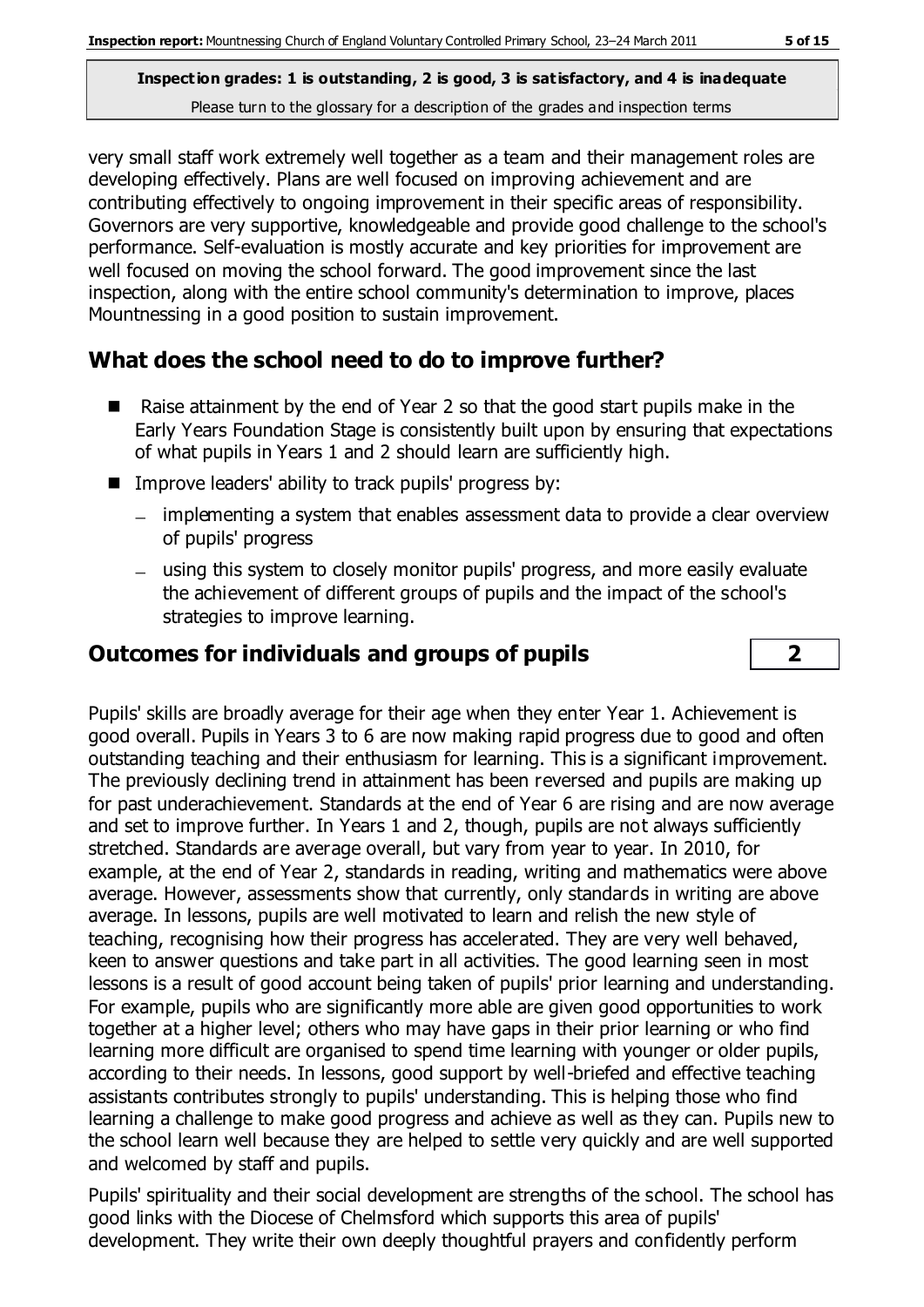very small staff work extremely well together as a team and their management roles are developing effectively. Plans are well focused on improving achievement and are contributing effectively to ongoing improvement in their specific areas of responsibility. Governors are very supportive, knowledgeable and provide good challenge to the school's performance. Self-evaluation is mostly accurate and key priorities for improvement are well focused on moving the school forward. The good improvement since the last inspection, along with the entire school community's determination to improve, places Mountnessing in a good position to sustain improvement.

## What does the school need to do to improve further?

- Raise attainment by the end of Year 2 so that the good start pupils make in the Early Years Foundation Stage is consistently built upon by ensuring that expectations of what pupils in Years 1 and 2 should learn are sufficiently high.
- Improve leaders' ability to track pupils' progress by:
  - implementing a system that enables assessment data to provide a clear overview of pupils' progress
  - using this system to closely monitor pupils' progress, and more easily evaluate the achievement of different groups of pupils and the impact of the school's strategies to improve learning.

## Outcomes for individuals and groups of pupils — 2

Pupils' skills are broadly average for their age when they enter Year 1. Achievement is good overall. Pupils in Years 3 to 6 are now making rapid progress due to good and often outstanding teaching and their enthusiasm for learning. This is a significant improvement. The previously declining trend in attainment has been reversed and pupils are making up for past underachievement. Standards at the end of Year 6 are rising and are now average and set to improve further. In Years 1 and 2, though, pupils are not always sufficiently stretched. Standards are average overall, but vary from year to year. In 2010, for example, at the end of Year 2, standards in reading, writing and mathematics were above average. However, assessments show that currently, only standards in writing are above average. In lessons, pupils are well motivated to learn and relish the new style of teaching, recognising how their progress has accelerated. They are very well behaved, keen to answer questions and take part in all activities. The good learning seen in most lessons is a result of good account being taken of pupils' prior learning and understanding. For example, pupils who are significantly more able are given good opportunities to work together at a higher level; others who may have gaps in their prior learning or who find learning more difficult are organised to spend time learning with younger or older pupils, according to their needs. In lessons, good support by well-briefed and effective teaching assistants contributes strongly to pupils' understanding. This is helping those who find learning a challenge to make good progress and achieve as well as they can. Pupils new to the school learn well because they are helped to settle very quickly and are well supported and welcomed by staff and pupils.

Pupils' spirituality and their social development are strengths of the school. The school has good links with the Diocese of Chelmsford which supports this area of pupils' development. They write their own deeply thoughtful prayers and confidently perform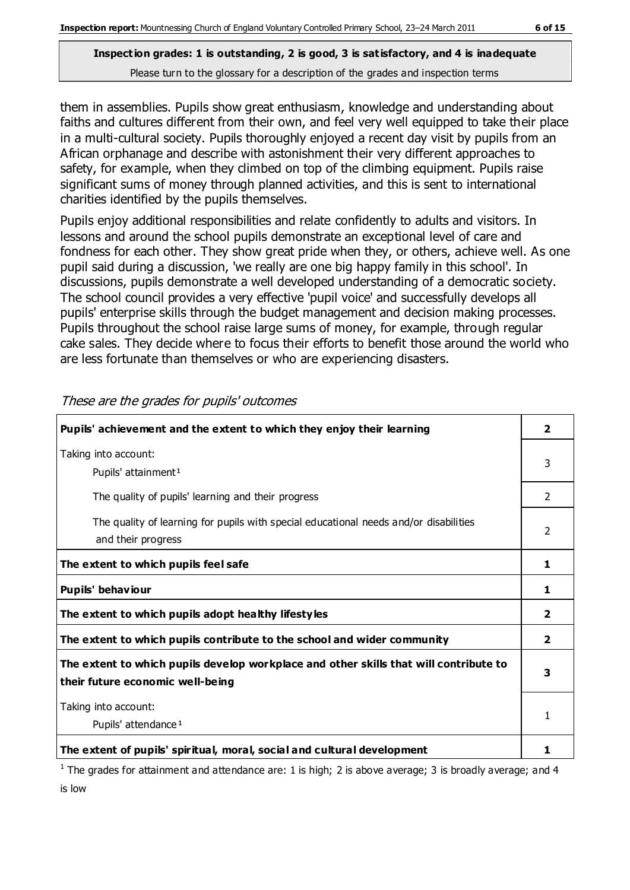**Inspection grades: 1 is outstanding, 2 is good, 3 is satisfactory, and 4 is inadequate**
Please turn to the glossary for a description of the grades and inspection terms

them in assemblies. Pupils show great enthusiasm, knowledge and understanding about faiths and cultures different from their own, and feel very well equipped to take their place in a multi-cultural society. Pupils thoroughly enjoyed a recent day visit by pupils from an African orphanage and describe with astonishment their very different approaches to safety, for example, when they climbed on top of the climbing equipment. Pupils raise significant sums of money through planned activities, and this is sent to international charities identified by the pupils themselves.

Pupils enjoy additional responsibilities and relate confidently to adults and visitors. In lessons and around the school pupils demonstrate an exceptional level of care and fondness for each other. They show great pride when they, or others, achieve well. As one pupil said during a discussion, 'we really are one big happy family in this school'. In discussions, pupils demonstrate a well developed understanding of a democratic society. The school council provides a very effective 'pupil voice' and successfully develops all pupils' enterprise skills through the budget management and decision making processes. Pupils throughout the school raise large sums of money, for example, through regular cake sales. They decide where to focus their efforts to benefit those around the world who are less fortunate than themselves or who are experiencing disasters.

*These are the grades for pupils' outcomes*

| | |
|---|---|
| **Pupils' achievement and the extent to which they enjoy their learning** | **2** |
| Taking into account: Pupils' attainment[1] | 3 |
| The quality of pupils' learning and their progress | 2 |
| The quality of learning for pupils with special educational needs and/or disabilities and their progress | 2 |
| **The extent to which pupils feel safe** | **1** |
| **Pupils' behaviour** | **1** |
| **The extent to which pupils adopt healthy lifestyles** | **2** |
| **The extent to which pupils contribute to the school and wider community** | **2** |
| **The extent to which pupils develop workplace and other skills that will contribute to their future economic well-being** | **3** |
| Taking into account: Pupils' attendance[1] | 1 |
| **The extent of pupils' spiritual, moral, social and cultural development** | **1** |

[1] The grades for attainment and attendance are: 1 is high; 2 is above average; 3 is broadly average; and 4 is low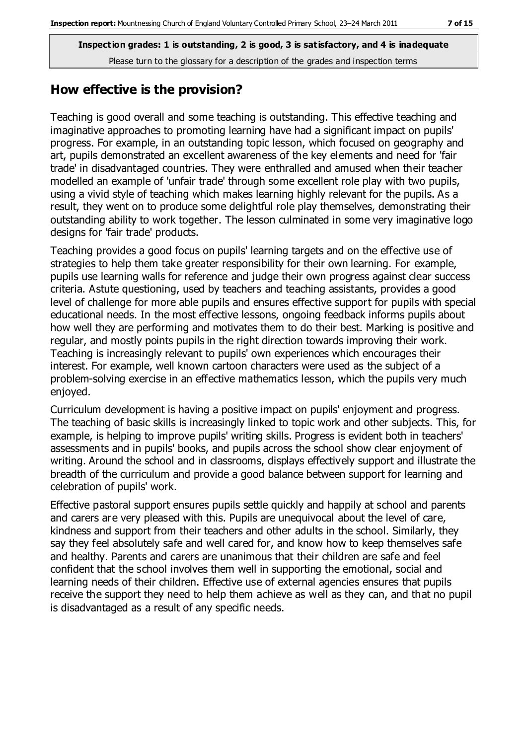**Inspection grades: 1 is outstanding, 2 is good, 3 is satisfactory, and 4 is inadequate**
Please turn to the glossary for a description of the grades and inspection terms

## How effective is the provision?

Teaching is good overall and some teaching is outstanding. This effective teaching and imaginative approaches to promoting learning have had a significant impact on pupils' progress. For example, in an outstanding topic lesson, which focused on geography and art, pupils demonstrated an excellent awareness of the key elements and need for 'fair trade' in disadvantaged countries. They were enthralled and amused when their teacher modelled an example of 'unfair trade' through some excellent role play with two pupils, using a vivid style of teaching which makes learning highly relevant for the pupils. As a result, they went on to produce some delightful role play themselves, demonstrating their outstanding ability to work together. The lesson culminated in some very imaginative logo designs for 'fair trade' products.

Teaching provides a good focus on pupils' learning targets and on the effective use of strategies to help them take greater responsibility for their own learning. For example, pupils use learning walls for reference and judge their own progress against clear success criteria. Astute questioning, used by teachers and teaching assistants, provides a good level of challenge for more able pupils and ensures effective support for pupils with special educational needs. In the most effective lessons, ongoing feedback informs pupils about how well they are performing and motivates them to do their best. Marking is positive and regular, and mostly points pupils in the right direction towards improving their work. Teaching is increasingly relevant to pupils' own experiences which encourages their interest. For example, well known cartoon characters were used as the subject of a problem-solving exercise in an effective mathematics lesson, which the pupils very much enjoyed.

Curriculum development is having a positive impact on pupils' enjoyment and progress. The teaching of basic skills is increasingly linked to topic work and other subjects. This, for example, is helping to improve pupils' writing skills. Progress is evident both in teachers' assessments and in pupils' books, and pupils across the school show clear enjoyment of writing. Around the school and in classrooms, displays effectively support and illustrate the breadth of the curriculum and provide a good balance between support for learning and celebration of pupils' work.

Effective pastoral support ensures pupils settle quickly and happily at school and parents and carers are very pleased with this. Pupils are unequivocal about the level of care, kindness and support from their teachers and other adults in the school. Similarly, they say they feel absolutely safe and well cared for, and know how to keep themselves safe and healthy. Parents and carers are unanimous that their children are safe and feel confident that the school involves them well in supporting the emotional, social and learning needs of their children. Effective use of external agencies ensures that pupils receive the support they need to help them achieve as well as they can, and that no pupil is disadvantaged as a result of any specific needs.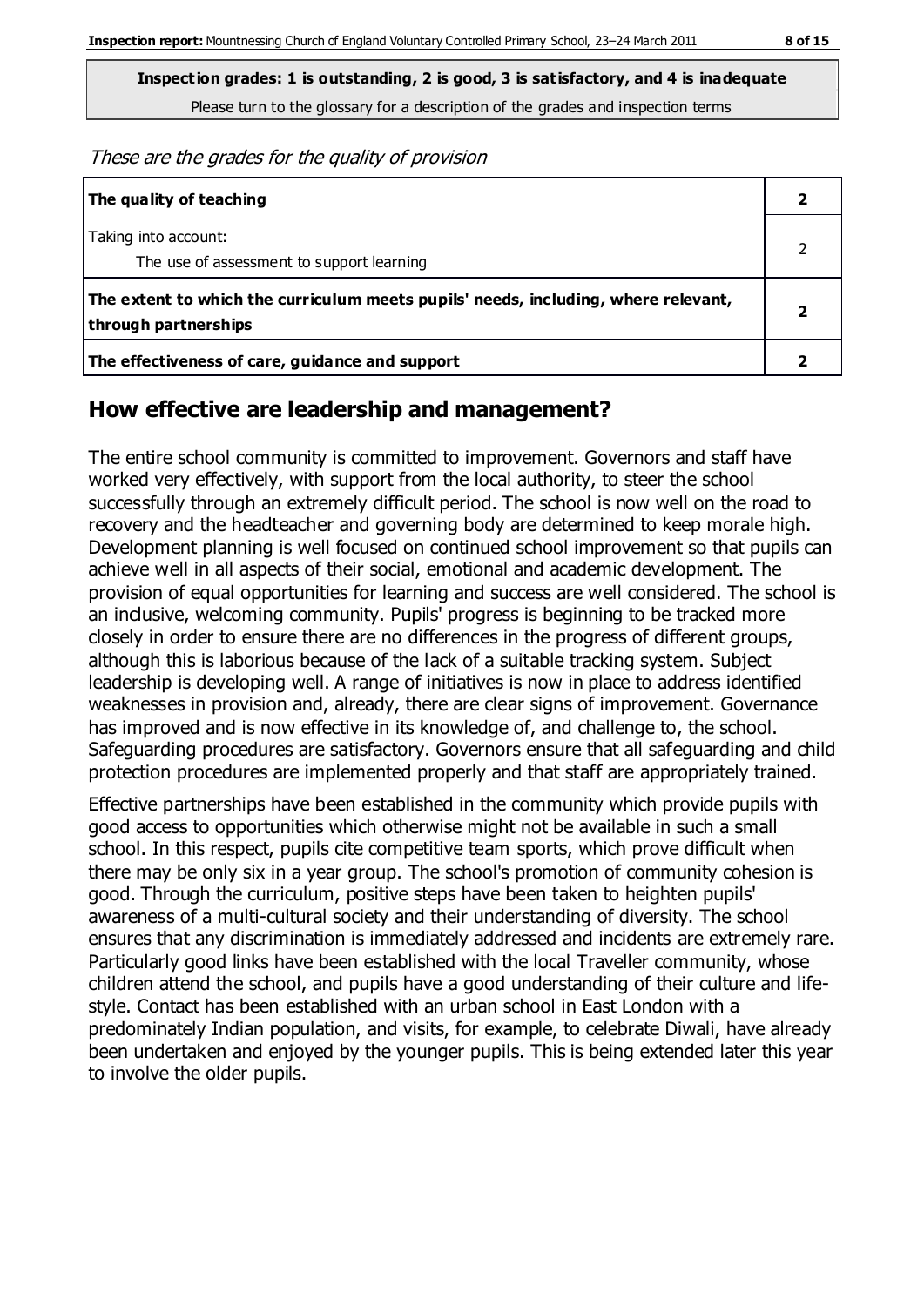**Inspection grades: 1 is outstanding, 2 is good, 3 is satisfactory, and 4 is inadequate**

Please turn to the glossary for a description of the grades and inspection terms

*These are the grades for the quality of provision*

| | |
|---|---|
| **The quality of teaching** | **2** |
| Taking into account:<br>The use of assessment to support learning | 2 |
| **The extent to which the curriculum meets pupils' needs, including, where relevant, through partnerships** | **2** |
| **The effectiveness of care, guidance and support** | **2** |

## How effective are leadership and management?

The entire school community is committed to improvement. Governors and staff have worked very effectively, with support from the local authority, to steer the school successfully through an extremely difficult period. The school is now well on the road to recovery and the headteacher and governing body are determined to keep morale high. Development planning is well focused on continued school improvement so that pupils can achieve well in all aspects of their social, emotional and academic development. The provision of equal opportunities for learning and success are well considered. The school is an inclusive, welcoming community. Pupils' progress is beginning to be tracked more closely in order to ensure there are no differences in the progress of different groups, although this is laborious because of the lack of a suitable tracking system. Subject leadership is developing well. A range of initiatives is now in place to address identified weaknesses in provision and, already, there are clear signs of improvement. Governance has improved and is now effective in its knowledge of, and challenge to, the school. Safeguarding procedures are satisfactory. Governors ensure that all safeguarding and child protection procedures are implemented properly and that staff are appropriately trained.

Effective partnerships have been established in the community which provide pupils with good access to opportunities which otherwise might not be available in such a small school. In this respect, pupils cite competitive team sports, which prove difficult when there may be only six in a year group. The school's promotion of community cohesion is good. Through the curriculum, positive steps have been taken to heighten pupils' awareness of a multi-cultural society and their understanding of diversity. The school ensures that any discrimination is immediately addressed and incidents are extremely rare. Particularly good links have been established with the local Traveller community, whose children attend the school, and pupils have a good understanding of their culture and life-style. Contact has been established with an urban school in East London with a predominately Indian population, and visits, for example, to celebrate Diwali, have already been undertaken and enjoyed by the younger pupils. This is being extended later this year to involve the older pupils.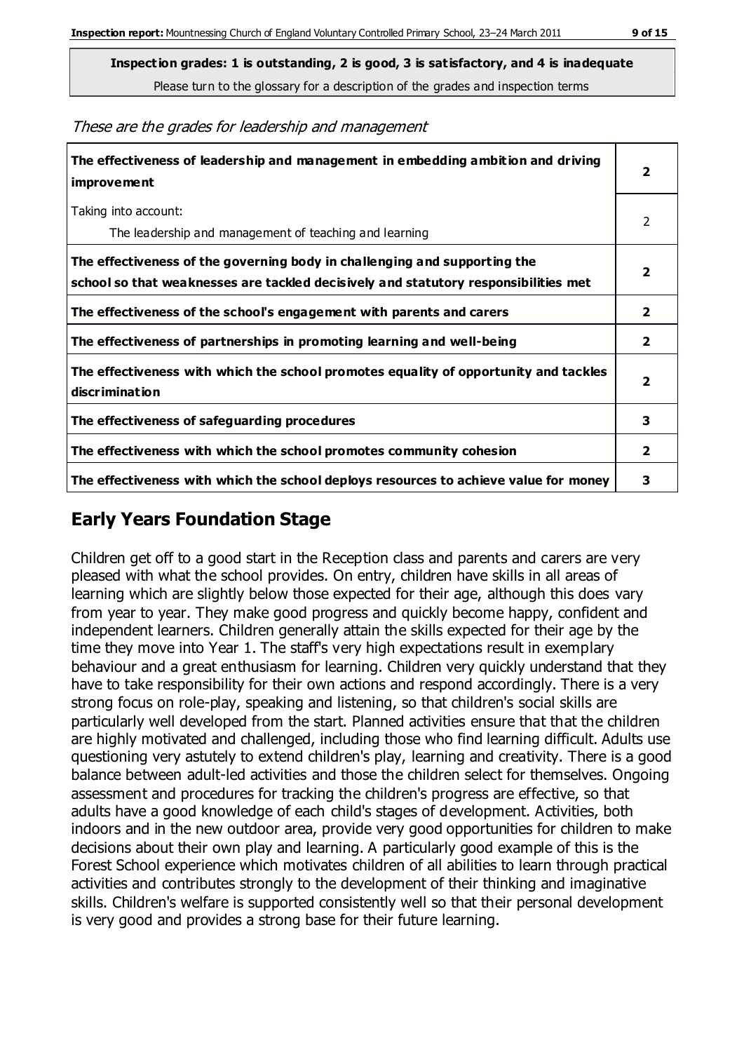**Inspection grades: 1 is outstanding, 2 is good, 3 is satisfactory, and 4 is inadequate**

Please turn to the glossary for a description of the grades and inspection terms

*These are the grades for leadership and management*

| | |
|---|---|
| **The effectiveness of leadership and management in embedding ambition and driving improvement** | **2** |
| Taking into account:<br>The leadership and management of teaching and learning | 2 |
| **The effectiveness of the governing body in challenging and supporting the school so that weaknesses are tackled decisively and statutory responsibilities met** | **2** |
| **The effectiveness of the school's engagement with parents and carers** | **2** |
| **The effectiveness of partnerships in promoting learning and well-being** | **2** |
| **The effectiveness with which the school promotes equality of opportunity and tackles discrimination** | **2** |
| **The effectiveness of safeguarding procedures** | **3** |
| **The effectiveness with which the school promotes community cohesion** | **2** |
| **The effectiveness with which the school deploys resources to achieve value for money** | **3** |

## Early Years Foundation Stage

Children get off to a good start in the Reception class and parents and carers are very pleased with what the school provides. On entry, children have skills in all areas of learning which are slightly below those expected for their age, although this does vary from year to year. They make good progress and quickly become happy, confident and independent learners. Children generally attain the skills expected for their age by the time they move into Year 1. The staff's very high expectations result in exemplary behaviour and a great enthusiasm for learning. Children very quickly understand that they have to take responsibility for their own actions and respond accordingly. There is a very strong focus on role-play, speaking and listening, so that children's social skills are particularly well developed from the start. Planned activities ensure that that the children are highly motivated and challenged, including those who find learning difficult. Adults use questioning very astutely to extend children's play, learning and creativity. There is a good balance between adult-led activities and those the children select for themselves. Ongoing assessment and procedures for tracking the children's progress are effective, so that adults have a good knowledge of each child's stages of development. Activities, both indoors and in the new outdoor area, provide very good opportunities for children to make decisions about their own play and learning. A particularly good example of this is the Forest School experience which motivates children of all abilities to learn through practical activities and contributes strongly to the development of their thinking and imaginative skills. Children's welfare is supported consistently well so that their personal development is very good and provides a strong base for their future learning.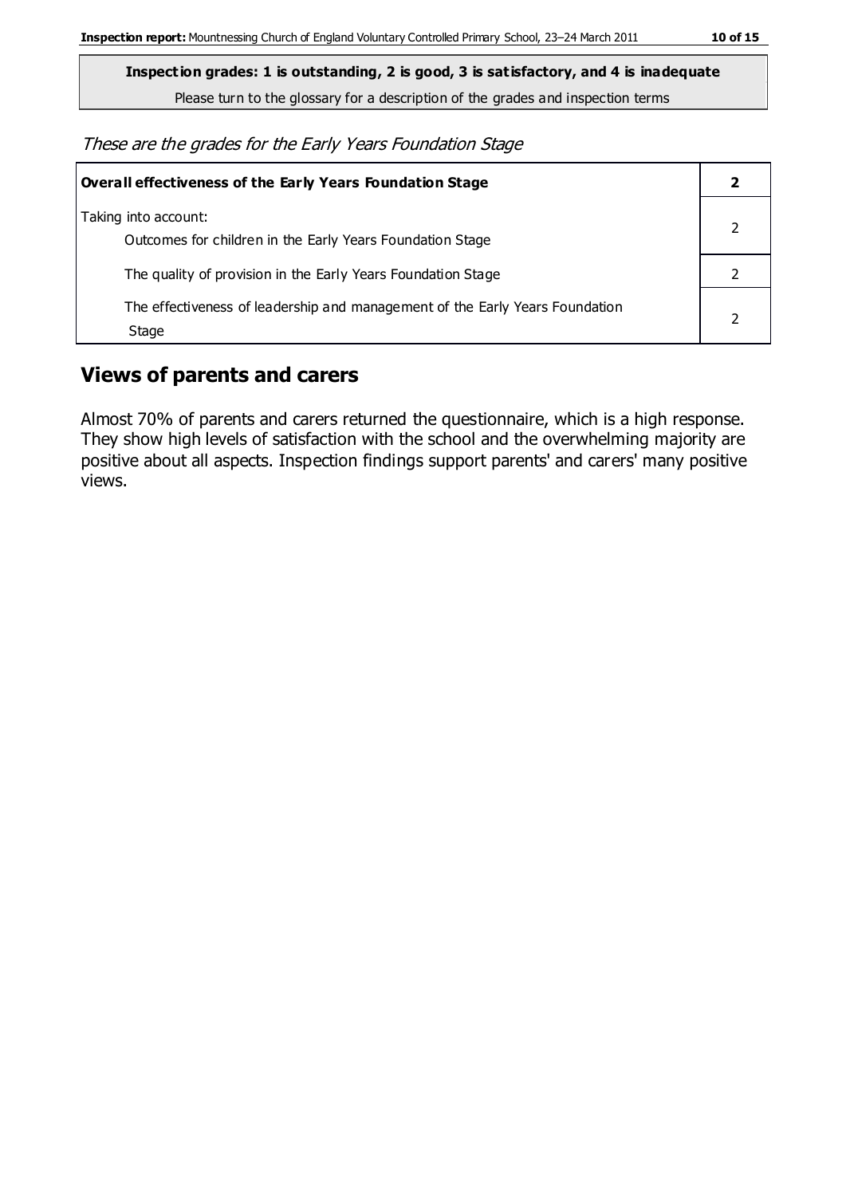**Inspection grades: 1 is outstanding, 2 is good, 3 is satisfactory, and 4 is inadequate**
Please turn to the glossary for a description of the grades and inspection terms

*These are the grades for the Early Years Foundation Stage*

| **Overall effectiveness of the Early Years Foundation Stage** | **2** |
|---|---|
| Taking into account:<br>Outcomes for children in the Early Years Foundation Stage | 2 |
| The quality of provision in the Early Years Foundation Stage | 2 |
| The effectiveness of leadership and management of the Early Years Foundation Stage | 2 |

## Views of parents and carers

Almost 70% of parents and carers returned the questionnaire, which is a high response. They show high levels of satisfaction with the school and the overwhelming majority are positive about all aspects. Inspection findings support parents' and carers' many positive views.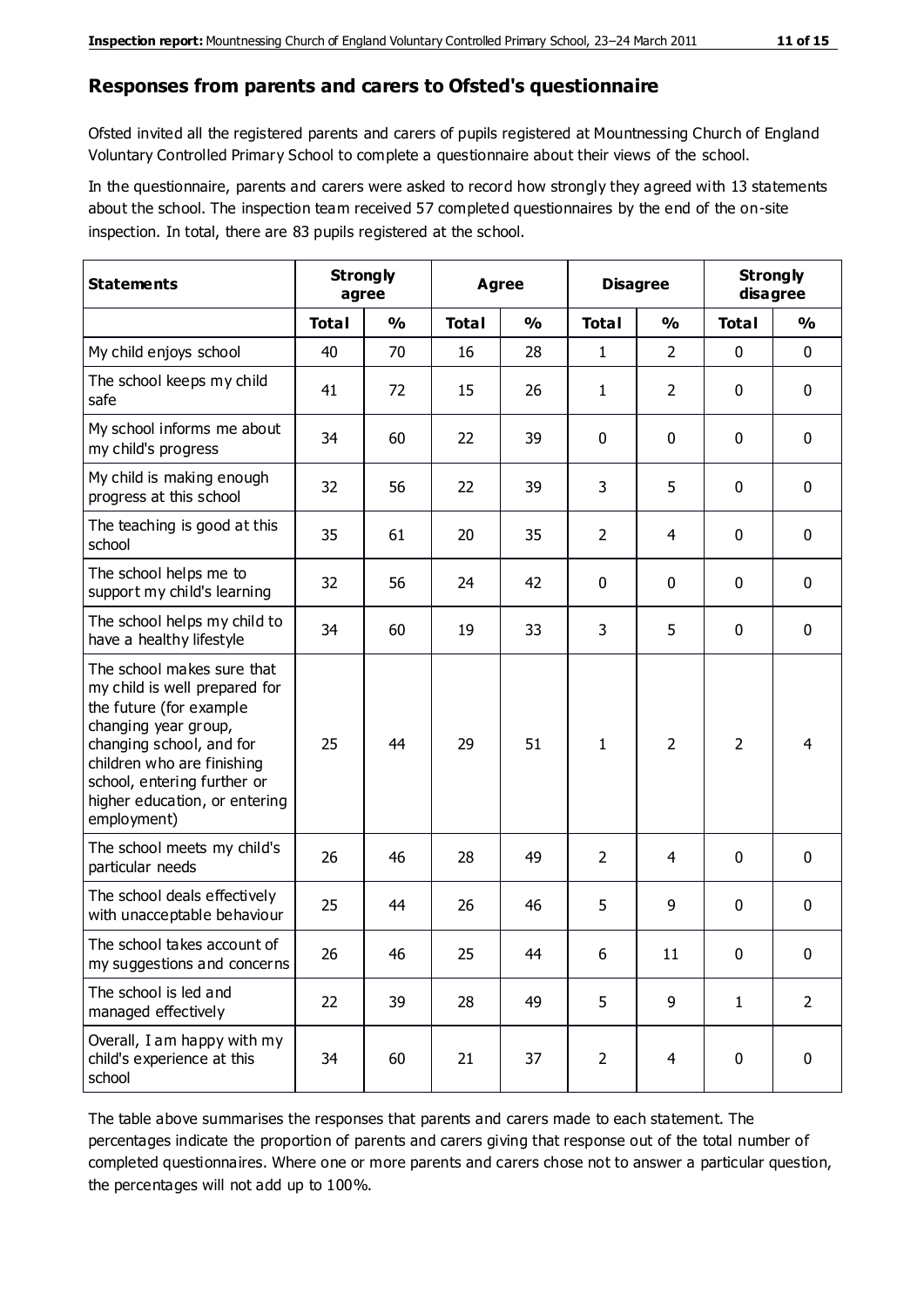## Responses from parents and carers to Ofsted's questionnaire

Ofsted invited all the registered parents and carers of pupils registered at Mountnessing Church of England Voluntary Controlled Primary School to complete a questionnaire about their views of the school.

In the questionnaire, parents and carers were asked to record how strongly they agreed with 13 statements about the school. The inspection team received 57 completed questionnaires by the end of the on-site inspection. In total, there are 83 pupils registered at the school.

| Statements | Strongly agree | | Agree | | Disagree | | Strongly disagree | |
|---|---|---|---|---|---|---|---|---|
| | Total | % | Total | % | Total | % | Total | % |
| My child enjoys school | 40 | 70 | 16 | 28 | 1 | 2 | 0 | 0 |
| The school keeps my child safe | 41 | 72 | 15 | 26 | 1 | 2 | 0 | 0 |
| My school informs me about my child's progress | 34 | 60 | 22 | 39 | 0 | 0 | 0 | 0 |
| My child is making enough progress at this school | 32 | 56 | 22 | 39 | 3 | 5 | 0 | 0 |
| The teaching is good at this school | 35 | 61 | 20 | 35 | 2 | 4 | 0 | 0 |
| The school helps me to support my child's learning | 32 | 56 | 24 | 42 | 0 | 0 | 0 | 0 |
| The school helps my child to have a healthy lifestyle | 34 | 60 | 19 | 33 | 3 | 5 | 0 | 0 |
| The school makes sure that my child is well prepared for the future (for example changing year group, changing school, and for children who are finishing school, entering further or higher education, or entering employment) | 25 | 44 | 29 | 51 | 1 | 2 | 2 | 4 |
| The school meets my child's particular needs | 26 | 46 | 28 | 49 | 2 | 4 | 0 | 0 |
| The school deals effectively with unacceptable behaviour | 25 | 44 | 26 | 46 | 5 | 9 | 0 | 0 |
| The school takes account of my suggestions and concerns | 26 | 46 | 25 | 44 | 6 | 11 | 0 | 0 |
| The school is led and managed effectively | 22 | 39 | 28 | 49 | 5 | 9 | 1 | 2 |
| Overall, I am happy with my child's experience at this school | 34 | 60 | 21 | 37 | 2 | 4 | 0 | 0 |

The table above summarises the responses that parents and carers made to each statement. The percentages indicate the proportion of parents and carers giving that response out of the total number of completed questionnaires. Where one or more parents and carers chose not to answer a particular question, the percentages will not add up to 100%.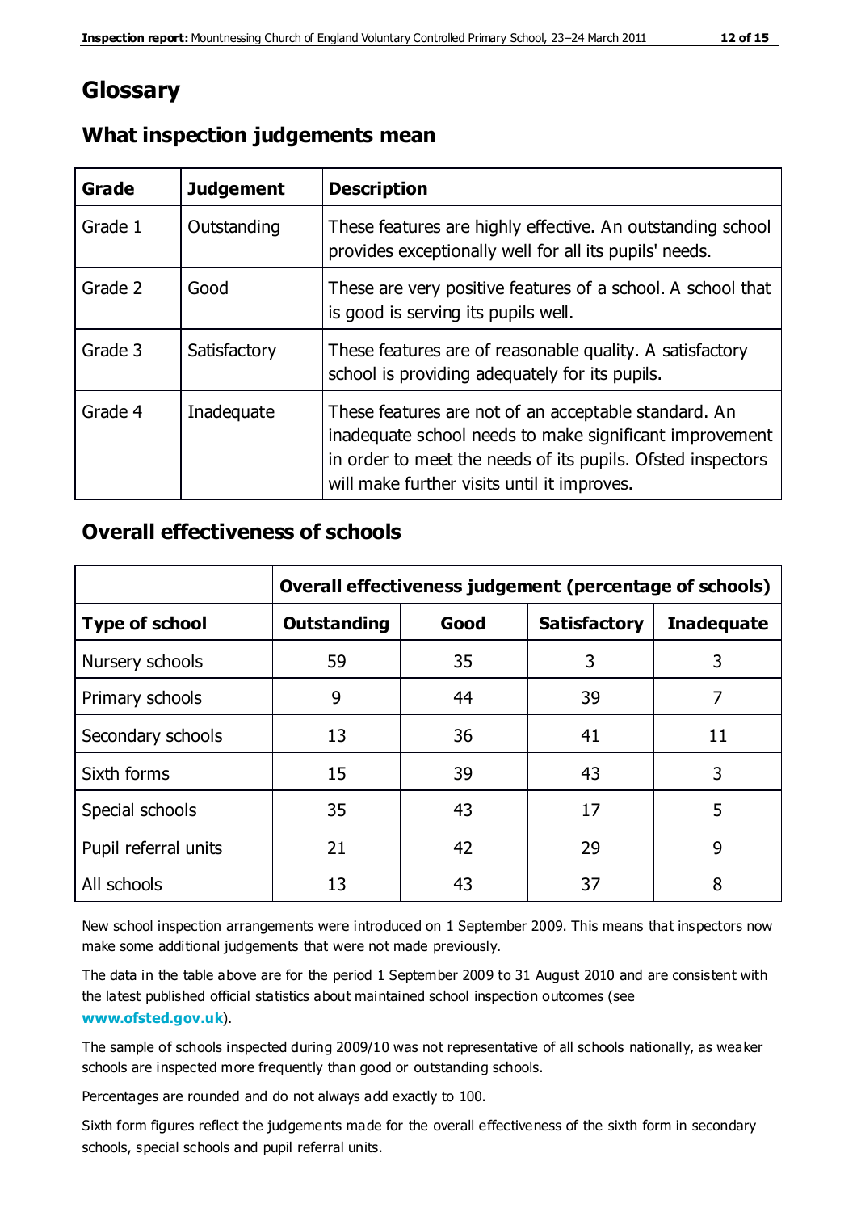# Glossary

## What inspection judgements mean

| Grade | Judgement | Description |
|---|---|---|
| Grade 1 | Outstanding | These features are highly effective. An outstanding school provides exceptionally well for all its pupils' needs. |
| Grade 2 | Good | These are very positive features of a school. A school that is good is serving its pupils well. |
| Grade 3 | Satisfactory | These features are of reasonable quality. A satisfactory school is providing adequately for its pupils. |
| Grade 4 | Inadequate | These features are not of an acceptable standard. An inadequate school needs to make significant improvement in order to meet the needs of its pupils. Ofsted inspectors will make further visits until it improves. |

## Overall effectiveness of schools

| | Overall effectiveness judgement (percentage of schools) | | | |
|---|---|---|---|---|
| **Type of school** | **Outstanding** | **Good** | **Satisfactory** | **Inadequate** |
| Nursery schools | 59 | 35 | 3 | 3 |
| Primary schools | 9 | 44 | 39 | 7 |
| Secondary schools | 13 | 36 | 41 | 11 |
| Sixth forms | 15 | 39 | 43 | 3 |
| Special schools | 35 | 43 | 17 | 5 |
| Pupil referral units | 21 | 42 | 29 | 9 |
| All schools | 13 | 43 | 37 | 8 |

New school inspection arrangements were introduced on 1 September 2009. This means that inspectors now make some additional judgements that were not made previously.

The data in the table above are for the period 1 September 2009 to 31 August 2010 and are consistent with the latest published official statistics about maintained school inspection outcomes (see **www.ofsted.gov.uk**).

The sample of schools inspected during 2009/10 was not representative of all schools nationally, as weaker schools are inspected more frequently than good or outstanding schools.

Percentages are rounded and do not always add exactly to 100.

Sixth form figures reflect the judgements made for the overall effectiveness of the sixth form in secondary schools, special schools and pupil referral units.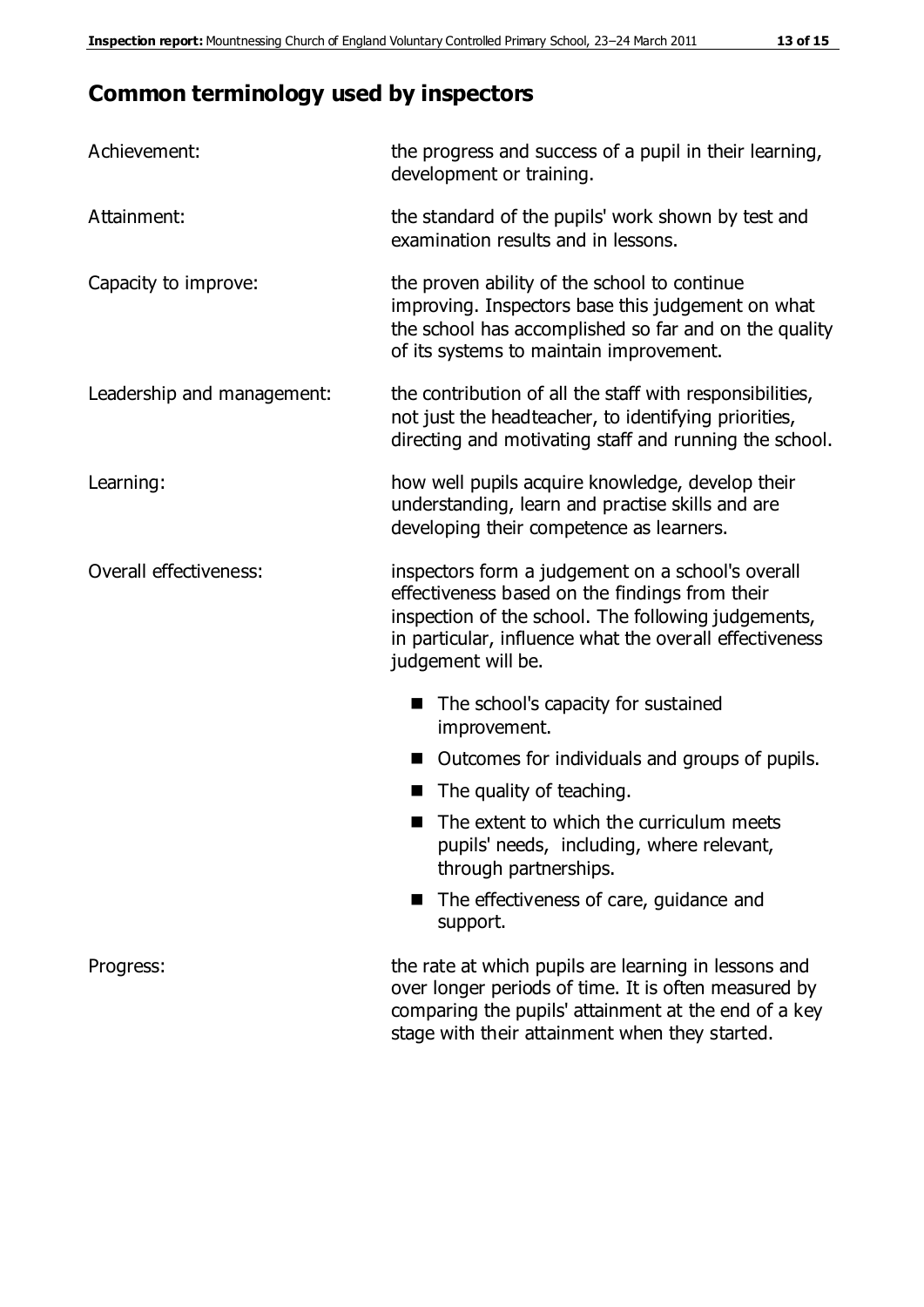## Common terminology used by inspectors

**Achievement:** the progress and success of a pupil in their learning, development or training.

**Attainment:** the standard of the pupils' work shown by test and examination results and in lessons.

**Capacity to improve:** the proven ability of the school to continue improving. Inspectors base this judgement on what the school has accomplished so far and on the quality of its systems to maintain improvement.

**Leadership and management:** the contribution of all the staff with responsibilities, not just the headteacher, to identifying priorities, directing and motivating staff and running the school.

**Learning:** how well pupils acquire knowledge, develop their understanding, learn and practise skills and are developing their competence as learners.

**Overall effectiveness:** inspectors form a judgement on a school's overall effectiveness based on the findings from their inspection of the school. The following judgements, in particular, influence what the overall effectiveness judgement will be.

- The school's capacity for sustained improvement.
- Outcomes for individuals and groups of pupils.
- The quality of teaching.
- The extent to which the curriculum meets pupils' needs, including, where relevant, through partnerships.
- The effectiveness of care, guidance and support.

**Progress:** the rate at which pupils are learning in lessons and over longer periods of time. It is often measured by comparing the pupils' attainment at the end of a key stage with their attainment when they started.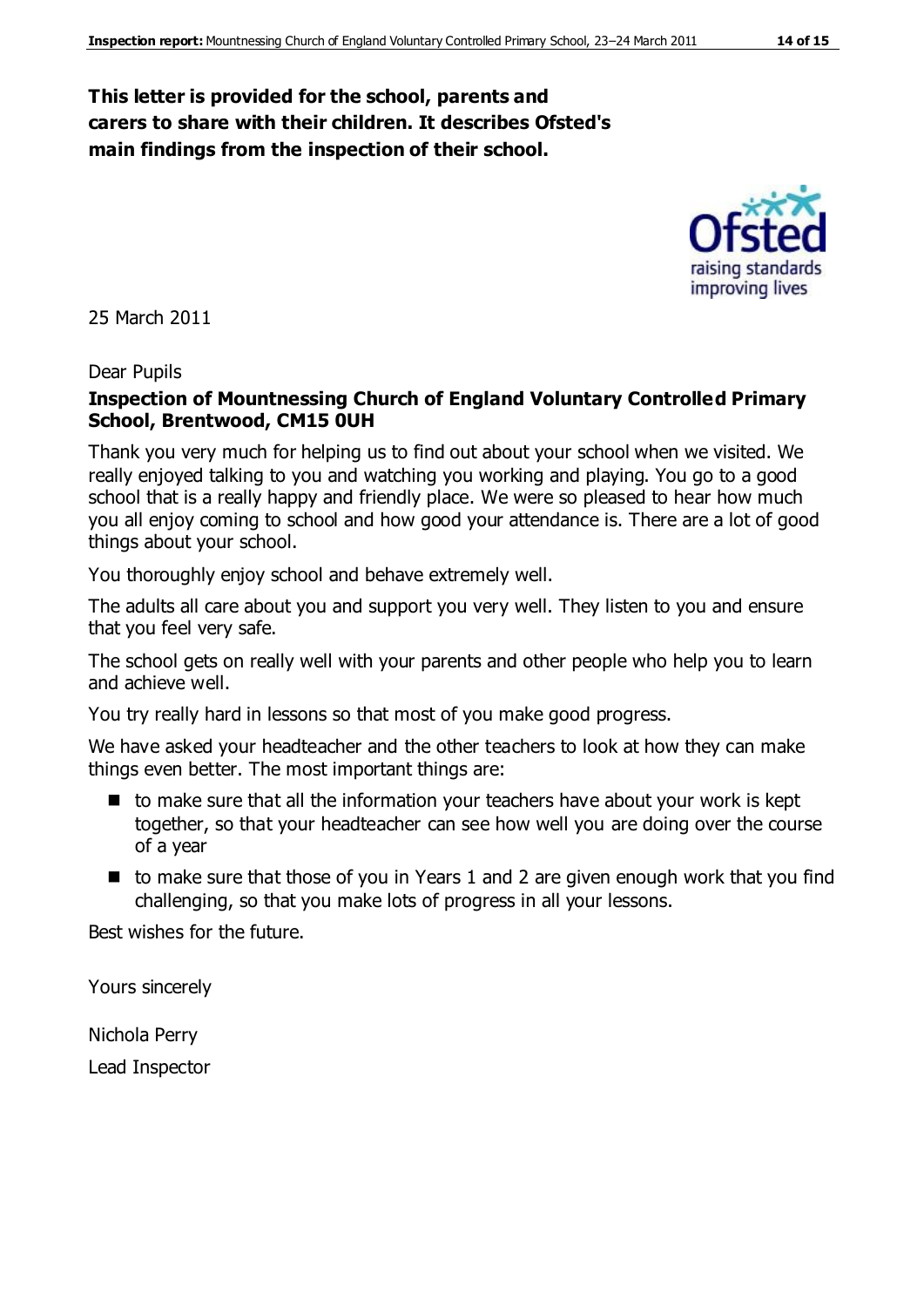**This letter is provided for the school, parents and carers to share with their children. It describes Ofsted's main findings from the inspection of their school.**

25 March 2011

Dear Pupils

**Inspection of Mountnessing Church of England Voluntary Controlled Primary School, Brentwood, CM15 0UH**

Thank you very much for helping us to find out about your school when we visited. We really enjoyed talking to you and watching you working and playing. You go to a good school that is a really happy and friendly place. We were so pleased to hear how much you all enjoy coming to school and how good your attendance is. There are a lot of good things about your school.

You thoroughly enjoy school and behave extremely well.

The adults all care about you and support you very well. They listen to you and ensure that you feel very safe.

The school gets on really well with your parents and other people who help you to learn and achieve well.

You try really hard in lessons so that most of you make good progress.

We have asked your headteacher and the other teachers to look at how they can make things even better. The most important things are:

- to make sure that all the information your teachers have about your work is kept together, so that your headteacher can see how well you are doing over the course of a year
- to make sure that those of you in Years 1 and 2 are given enough work that you find challenging, so that you make lots of progress in all your lessons.

Best wishes for the future.

Yours sincerely

Nichola Perry

Lead Inspector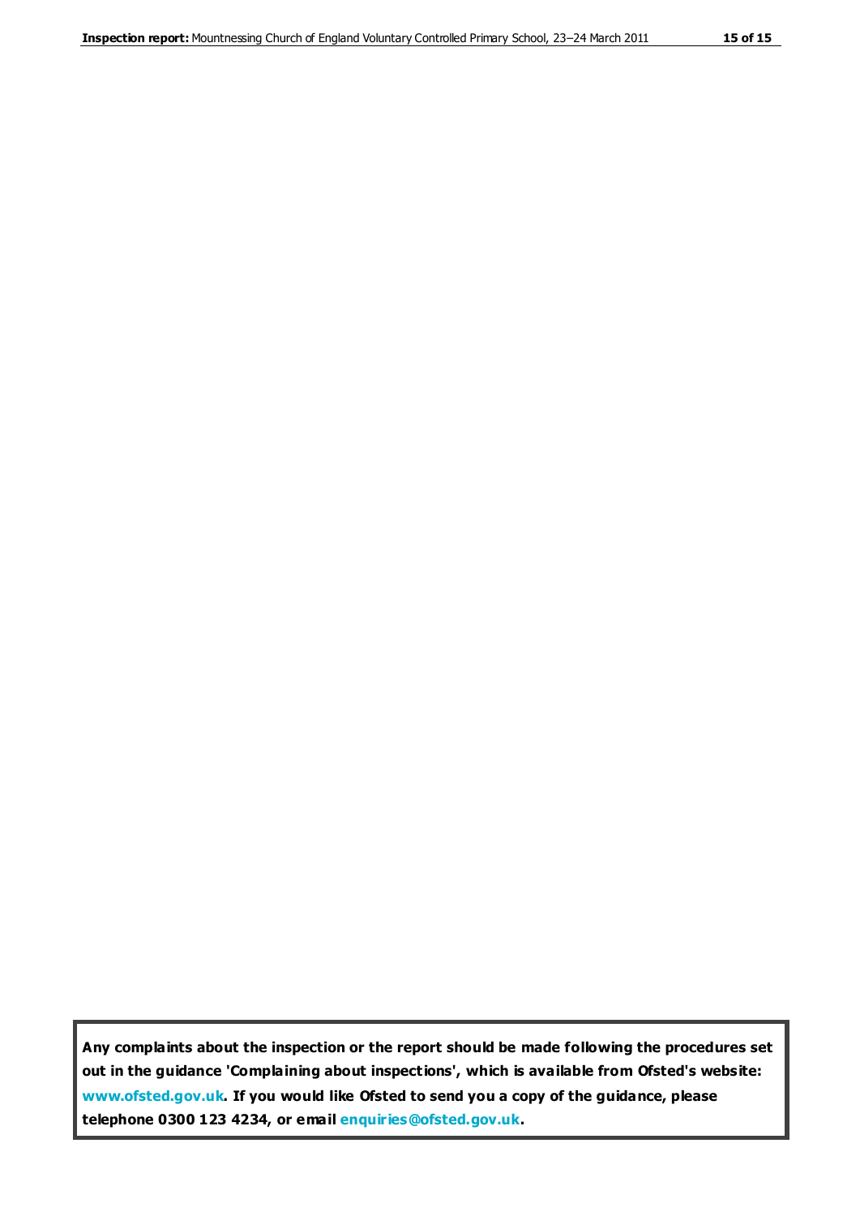**Any complaints about the inspection or the report should be made following the procedures set out in the guidance 'Complaining about inspections', which is available from Ofsted's website: www.ofsted.gov.uk. If you would like Ofsted to send you a copy of the guidance, please telephone 0300 123 4234, or email enquiries@ofsted.gov.uk.**